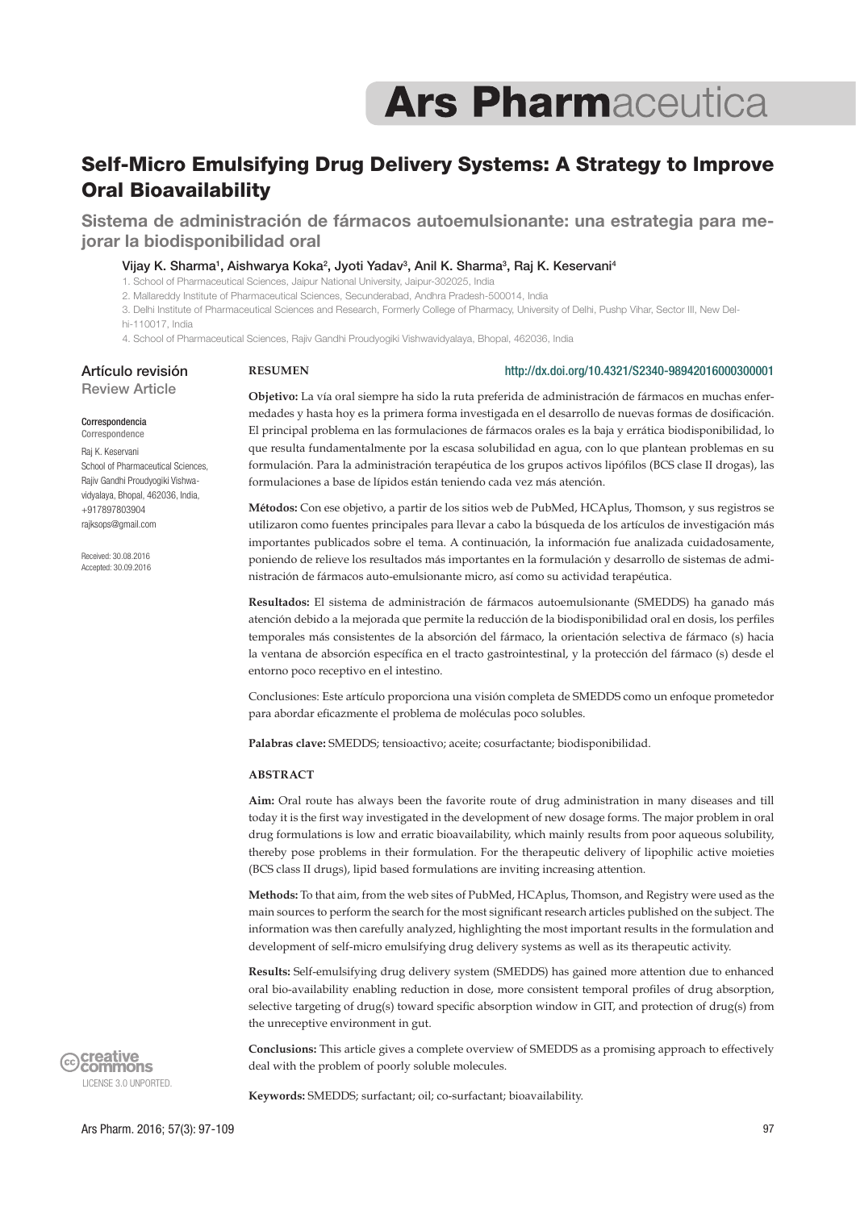# Self-Micro Emulsifying Drug Delivery Systems: A Strategy to Improve Oral Bioavailability

## Sistema de administración de fármacos autoemulsionante: una estrategia para mejorar la biodisponibilidad oral

Vijay K. Sharma[1], Aishwarya Koka[2], Jyoti Yadav[3], Anil K. Sharma[3], Raj K. Keservani[4]

1. School of Pharmaceutical Sciences, Jaipur National University, Jaipur-302025, India
2. Mallareddy Institute of Pharmaceutical Sciences, Secunderabad, Andhra Pradesh-500014, India
3. Delhi Institute of Pharmaceutical Sciences and Research, Formerly College of Pharmacy, University of Delhi, Pushp Vihar, Sector III, New Delhi-110017, India
4. School of Pharmaceutical Sciences, Rajiv Gandhi Proudyogiki Vishwavidyalaya, Bhopal, 462036, India

Artículo revisión
Review Article

Correspondencia
Correspondence

Raj K. Keservani
School of Pharmaceutical Sciences, Rajiv Gandhi Proudyogiki Vishwavidyalaya, Bhopal, 462036, India,
+917897803904
rajksops@gmail.com

Received: 30.08.2016
Accepted: 30.09.2016

**RESUMEN**

http://dx.doi.org/10.4321/S2340-98942016000300001

**Objetivo:** La vía oral siempre ha sido la ruta preferida de administración de fármacos en muchas enfermedades y hasta hoy es la primera forma investigada en el desarrollo de nuevas formas de dosificación. El principal problema en las formulaciones de fármacos orales es la baja y errática biodisponibilidad, lo que resulta fundamentalmente por la escasa solubilidad en agua, con lo que plantean problemas en su formulación. Para la administración terapéutica de los grupos activos lipófilos (BCS clase II drogas), las formulaciones a base de lípidos están teniendo cada vez más atención.

**Métodos:** Con ese objetivo, a partir de los sitios web de PubMed, HCAplus, Thomson, y sus registros se utilizaron como fuentes principales para llevar a cabo la búsqueda de los artículos de investigación más importantes publicados sobre el tema. A continuación, la información fue analizada cuidadosamente, poniendo de relieve los resultados más importantes en la formulación y desarrollo de sistemas de administración de fármacos auto-emulsionante micro, así como su actividad terapéutica.

**Resultados:** El sistema de administración de fármacos autoemulsionante (SMEDDS) ha ganado más atención debido a la mejorada que permite la reducción de la biodisponibilidad oral en dosis, los perfiles temporales más consistentes de la absorción del fármaco, la orientación selectiva de fármaco (s) hacia la ventana de absorción específica en el tracto gastrointestinal, y la protección del fármaco (s) desde el entorno poco receptivo en el intestino.

Conclusiones: Este artículo proporciona una visión completa de SMEDDS como un enfoque prometedor para abordar eficazmente el problema de moléculas poco solubles.

**Palabras clave:** SMEDDS; tensioactivo; aceite; cosurfactante; biodisponibilidad.

**ABSTRACT**

**Aim:** Oral route has always been the favorite route of drug administration in many diseases and till today it is the first way investigated in the development of new dosage forms. The major problem in oral drug formulations is low and erratic bioavailability, which mainly results from poor aqueous solubility, thereby pose problems in their formulation. For the therapeutic delivery of lipophilic active moieties (BCS class II drugs), lipid based formulations are inviting increasing attention.

**Methods:** To that aim, from the web sites of PubMed, HCAplus, Thomson, and Registry were used as the main sources to perform the search for the most significant research articles published on the subject. The information was then carefully analyzed, highlighting the most important results in the formulation and development of self-micro emulsifying drug delivery systems as well as its therapeutic activity.

**Results:** Self-emulsifying drug delivery system (SMEDDS) has gained more attention due to enhanced oral bio-availability enabling reduction in dose, more consistent temporal profiles of drug absorption, selective targeting of drug(s) toward specific absorption window in GIT, and protection of drug(s) from the unreceptive environment in gut.

**Conclusions:** This article gives a complete overview of SMEDDS as a promising approach to effectively deal with the problem of poorly soluble molecules.

**Keywords:** SMEDDS; surfactant; oil; co-surfactant; bioavailability.

creative commons LICENSE 3.0 UNPORTED.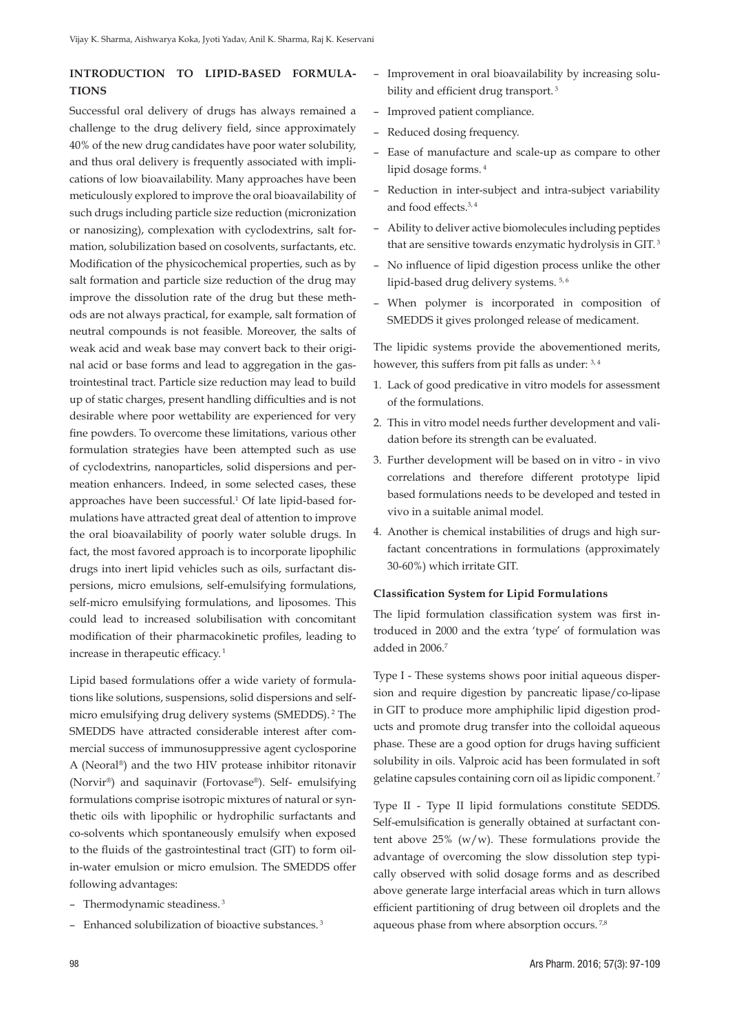## INTRODUCTION TO LIPID-BASED FORMULATIONS

Successful oral delivery of drugs has always remained a challenge to the drug delivery field, since approximately 40% of the new drug candidates have poor water solubility, and thus oral delivery is frequently associated with implications of low bioavailability. Many approaches have been meticulously explored to improve the oral bioavailability of such drugs including particle size reduction (micronization or nanosizing), complexation with cyclodextrins, salt formation, solubilization based on cosolvents, surfactants, etc. Modification of the physicochemical properties, such as by salt formation and particle size reduction of the drug may improve the dissolution rate of the drug but these methods are not always practical, for example, salt formation of neutral compounds is not feasible. Moreover, the salts of weak acid and weak base may convert back to their original acid or base forms and lead to aggregation in the gastrointestinal tract. Particle size reduction may lead to build up of static charges, present handling difficulties and is not desirable where poor wettability are experienced for very fine powders. To overcome these limitations, various other formulation strategies have been attempted such as use of cyclodextrins, nanoparticles, solid dispersions and permeation enhancers. Indeed, in some selected cases, these approaches have been successful.[1] Of late lipid-based formulations have attracted great deal of attention to improve the oral bioavailability of poorly water soluble drugs. In fact, the most favored approach is to incorporate lipophilic drugs into inert lipid vehicles such as oils, surfactant dispersions, micro emulsions, self-emulsifying formulations, self-micro emulsifying formulations, and liposomes. This could lead to increased solubilisation with concomitant modification of their pharmacokinetic profiles, leading to increase in therapeutic efficacy.[1]

Lipid based formulations offer a wide variety of formulations like solutions, suspensions, solid dispersions and self-micro emulsifying drug delivery systems (SMEDDS).[2] The SMEDDS have attracted considerable interest after commercial success of immunosuppressive agent cyclosporine A (Neoral®) and the two HIV protease inhibitor ritonavir (Norvir®) and saquinavir (Fortovase®). Self- emulsifying formulations comprise isotropic mixtures of natural or synthetic oils with lipophilic or hydrophilic surfactants and co-solvents which spontaneously emulsify when exposed to the fluids of the gastrointestinal tract (GIT) to form oil-in-water emulsion or micro emulsion. The SMEDDS offer following advantages:

- Thermodynamic steadiness.[3]
- Enhanced solubilization of bioactive substances.[3]
- Improvement in oral bioavailability by increasing solubility and efficient drug transport.[3]
- Improved patient compliance.
- Reduced dosing frequency.
- Ease of manufacture and scale-up as compare to other lipid dosage forms.[4]
- Reduction in inter-subject and intra-subject variability and food effects.[3,4]
- Ability to deliver active biomolecules including peptides that are sensitive towards enzymatic hydrolysis in GIT.[3]
- No influence of lipid digestion process unlike the other lipid-based drug delivery systems.[5,6]
- When polymer is incorporated in composition of SMEDDS it gives prolonged release of medicament.

The lipidic systems provide the abovementioned merits, however, this suffers from pit falls as under:[3,4]

1. Lack of good predicative in vitro models for assessment of the formulations.
2. This in vitro model needs further development and validation before its strength can be evaluated.
3. Further development will be based on in vitro - in vivo correlations and therefore different prototype lipid based formulations needs to be developed and tested in vivo in a suitable animal model.
4. Another is chemical instabilities of drugs and high surfactant concentrations in formulations (approximately 30-60%) which irritate GIT.

### Classification System for Lipid Formulations

The lipid formulation classification system was first introduced in 2000 and the extra 'type' of formulation was added in 2006.[7]

Type I - These systems shows poor initial aqueous dispersion and require digestion by pancreatic lipase/co-lipase in GIT to produce more amphiphilic lipid digestion products and promote drug transfer into the colloidal aqueous phase. These are a good option for drugs having sufficient solubility in oils. Valproic acid has been formulated in soft gelatine capsules containing corn oil as lipidic component.[7]

Type II - Type II lipid formulations constitute SEDDS. Self-emulsification is generally obtained at surfactant content above 25% (w/w). These formulations provide the advantage of overcoming the slow dissolution step typically observed with solid dosage forms and as described above generate large interfacial areas which in turn allows efficient partitioning of drug between oil droplets and the aqueous phase from where absorption occurs.[7,8]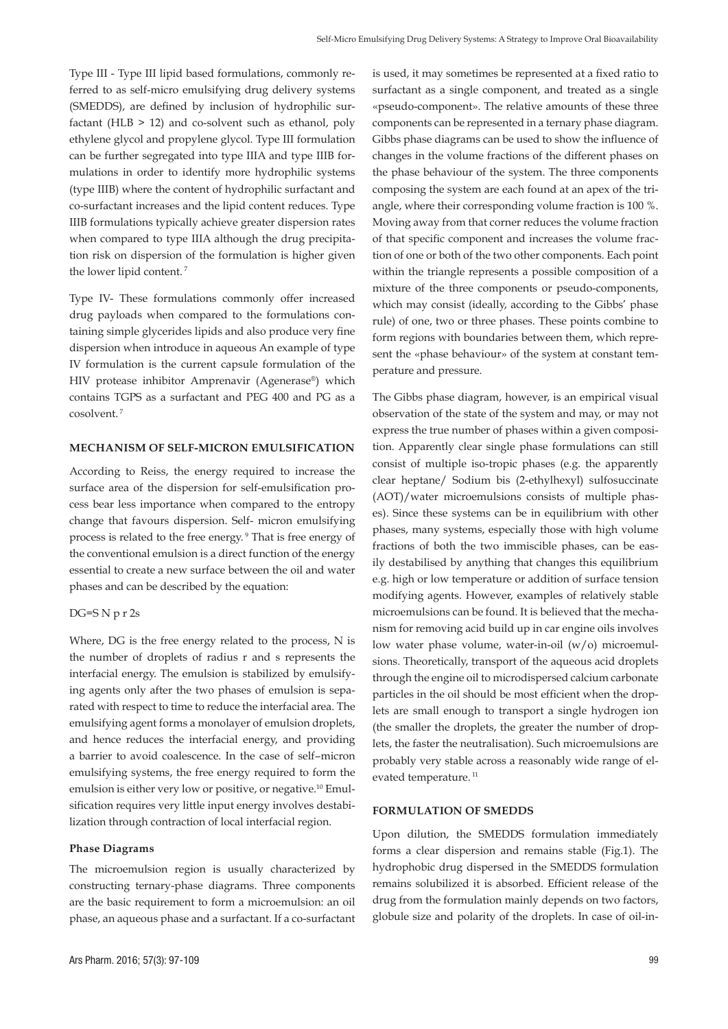Type III - Type III lipid based formulations, commonly referred to as self-micro emulsifying drug delivery systems (SMEDDS), are defined by inclusion of hydrophilic surfactant (HLB > 12) and co-solvent such as ethanol, poly ethylene glycol and propylene glycol. Type III formulation can be further segregated into type IIIA and type IIIB formulations in order to identify more hydrophilic systems (type IIIB) where the content of hydrophilic surfactant and co-surfactant increases and the lipid content reduces. Type IIIB formulations typically achieve greater dispersion rates when compared to type IIIA although the drug precipitation risk on dispersion of the formulation is higher given the lower lipid content. [7]

Type IV- These formulations commonly offer increased drug payloads when compared to the formulations containing simple glycerides lipids and also produce very fine dispersion when introduce in aqueous An example of type IV formulation is the current capsule formulation of the HIV protease inhibitor Amprenavir (Agenerase®) which contains TGPS as a surfactant and PEG 400 and PG as a cosolvent. [7]

## MECHANISM OF SELF-MICRON EMULSIFICATION

According to Reiss, the energy required to increase the surface area of the dispersion for self-emulsification process bear less importance when compared to the entropy change that favours dispersion. Self- micron emulsifying process is related to the free energy. [9] That is free energy of the conventional emulsion is a direct function of the energy essential to create a new surface between the oil and water phases and can be described by the equation:

DG=S N p r 2s

Where, DG is the free energy related to the process, N is the number of droplets of radius r and s represents the interfacial energy. The emulsion is stabilized by emulsifying agents only after the two phases of emulsion is separated with respect to time to reduce the interfacial area. The emulsifying agent forms a monolayer of emulsion droplets, and hence reduces the interfacial energy, and providing a barrier to avoid coalescence. In the case of self–micron emulsifying systems, the free energy required to form the emulsion is either very low or positive, or negative.[10] Emulsification requires very little input energy involves destabilization through contraction of local interfacial region.

### Phase Diagrams

The microemulsion region is usually characterized by constructing ternary-phase diagrams. Three components are the basic requirement to form a microemulsion: an oil phase, an aqueous phase and a surfactant. If a co-surfactant is used, it may sometimes be represented at a fixed ratio to surfactant as a single component, and treated as a single «pseudo-component». The relative amounts of these three components can be represented in a ternary phase diagram. Gibbs phase diagrams can be used to show the influence of changes in the volume fractions of the different phases on the phase behaviour of the system. The three components composing the system are each found at an apex of the triangle, where their corresponding volume fraction is 100 %. Moving away from that corner reduces the volume fraction of that specific component and increases the volume fraction of one or both of the two other components. Each point within the triangle represents a possible composition of a mixture of the three components or pseudo-components, which may consist (ideally, according to the Gibbs' phase rule) of one, two or three phases. These points combine to form regions with boundaries between them, which represent the «phase behaviour» of the system at constant temperature and pressure.

The Gibbs phase diagram, however, is an empirical visual observation of the state of the system and may, or may not express the true number of phases within a given composition. Apparently clear single phase formulations can still consist of multiple iso-tropic phases (e.g. the apparently clear heptane/ Sodium bis (2-ethylhexyl) sulfosuccinate (AOT)/water microemulsions consists of multiple phases). Since these systems can be in equilibrium with other phases, many systems, especially those with high volume fractions of both the two immiscible phases, can be easily destabilised by anything that changes this equilibrium e.g. high or low temperature or addition of surface tension modifying agents. However, examples of relatively stable microemulsions can be found. It is believed that the mechanism for removing acid build up in car engine oils involves low water phase volume, water-in-oil (w/o) microemulsions. Theoretically, transport of the aqueous acid droplets through the engine oil to microdispersed calcium carbonate particles in the oil should be most efficient when the droplets are small enough to transport a single hydrogen ion (the smaller the droplets, the greater the number of droplets, the faster the neutralisation). Such microemulsions are probably very stable across a reasonably wide range of elevated temperature. [11]

## FORMULATION OF SMEDDS

Upon dilution, the SMEDDS formulation immediately forms a clear dispersion and remains stable (Fig.1). The hydrophobic drug dispersed in the SMEDDS formulation remains solubilized it is absorbed. Efficient release of the drug from the formulation mainly depends on two factors, globule size and polarity of the droplets. In case of oil-in-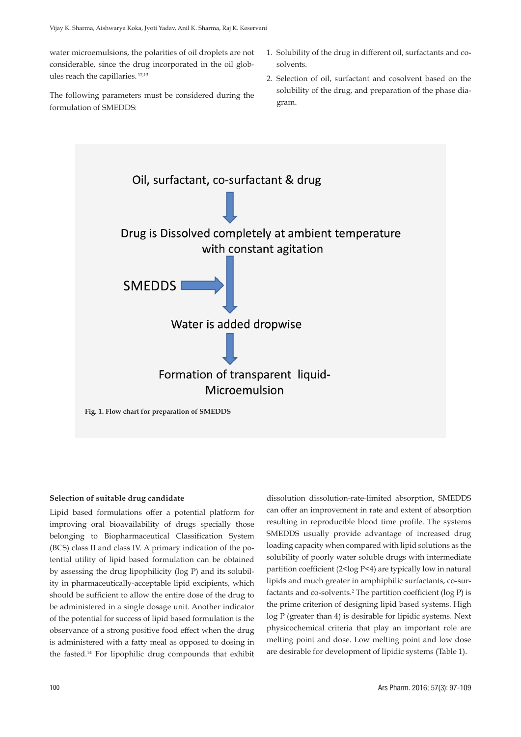water microemulsions, the polarities of oil droplets are not considerable, since the drug incorporated in the oil globules reach the capillaries.[12,13]

The following parameters must be considered during the formulation of SMEDDS:

1. Solubility of the drug in different oil, surfactants and co-solvents.
2. Selection of oil, surfactant and cosolvent based on the solubility of the drug, and preparation of the phase diagram.

Oil, surfactant, co-surfactant & drug

↓

Drug is Dissolved completely at ambient temperature with constant agitation

SMEDDS →

↓

Water is added dropwise

↓

Formation of transparent liquid-Microemulsion

**Fig. 1. Flow chart for preparation of SMEDDS**

**Selection of suitable drug candidate**

Lipid based formulations offer a potential platform for improving oral bioavailability of drugs specially those belonging to Biopharmaceutical Classification System (BCS) class II and class IV. A primary indication of the potential utility of lipid based formulation can be obtained by assessing the drug lipophilicity (log P) and its solubility in pharmaceutically-acceptable lipid excipients, which should be sufficient to allow the entire dose of the drug to be administered in a single dosage unit. Another indicator of the potential for success of lipid based formulation is the observance of a strong positive food effect when the drug is administered with a fatty meal as opposed to dosing in the fasted.[14] For lipophilic drug compounds that exhibit dissolution dissolution-rate-limited absorption, SMEDDS can offer an improvement in rate and extent of absorption resulting in reproducible blood time profile. The systems SMEDDS usually provide advantage of increased drug loading capacity when compared with lipid solutions as the solubility of poorly water soluble drugs with intermediate partition coefficient ($2<\log P<4$) are typically low in natural lipids and much greater in amphiphilic surfactants, co-surfactants and co-solvents.[2] The partition coefficient (log P) is the prime criterion of designing lipid based systems. High log P (greater than 4) is desirable for lipidic systems. Next physicochemical criteria that play an important role are melting point and dose. Low melting point and low dose are desirable for development of lipidic systems (Table 1).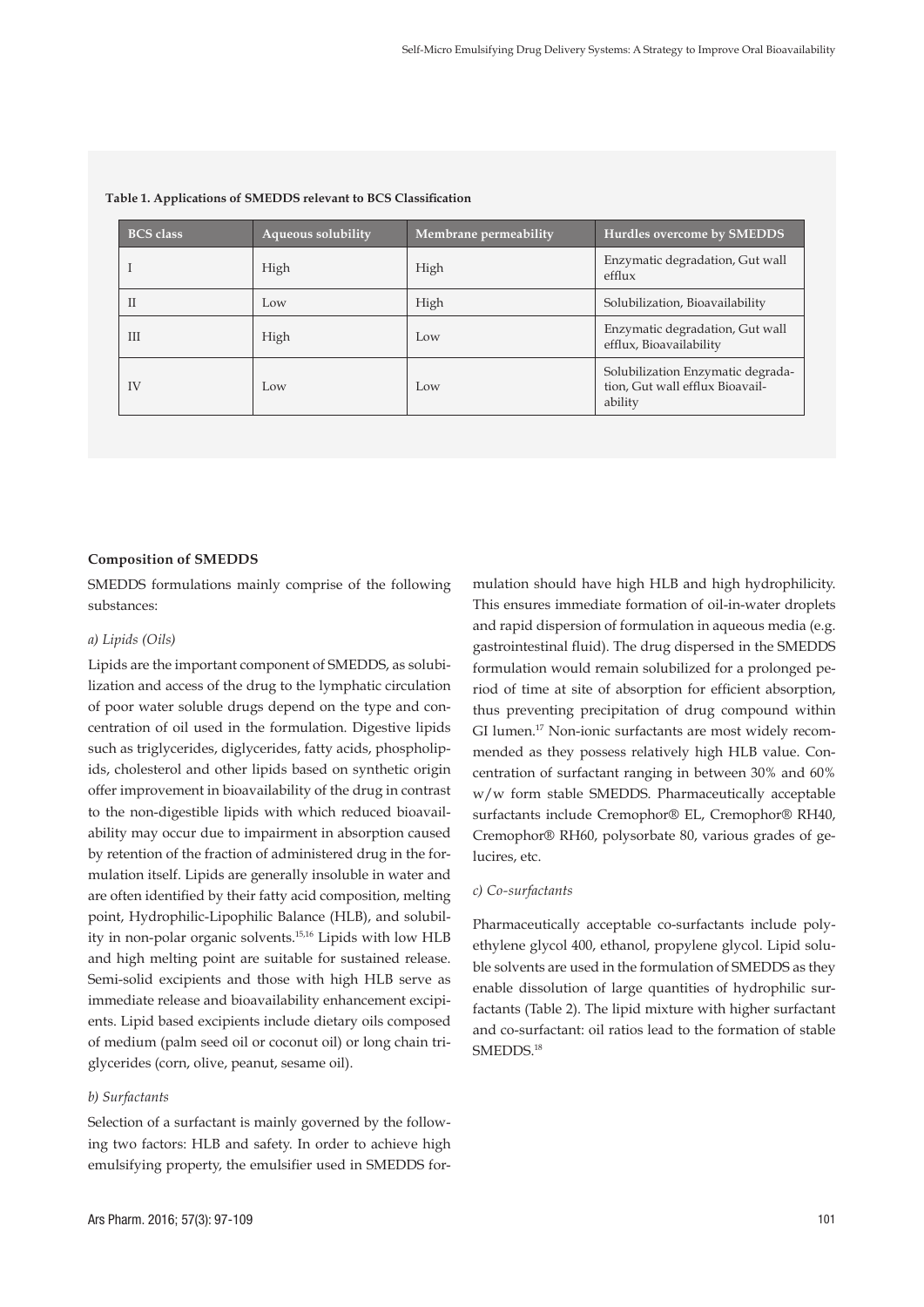**Table 1. Applications of SMEDDS relevant to BCS Classification**

| BCS class | Aqueous solubility | Membrane permeability | Hurdles overcome by SMEDDS |
| --- | --- | --- | --- |
| I | High | High | Enzymatic degradation, Gut wall efflux |
| II | Low | High | Solubilization, Bioavailability |
| III | High | Low | Enzymatic degradation, Gut wall efflux, Bioavailability |
| IV | Low | Low | Solubilization Enzymatic degradation, Gut wall efflux Bioavailability |

**Composition of SMEDDS**

SMEDDS formulations mainly comprise of the following substances:

*a) Lipids (Oils)*

Lipids are the important component of SMEDDS, as solubilization and access of the drug to the lymphatic circulation of poor water soluble drugs depend on the type and concentration of oil used in the formulation. Digestive lipids such as triglycerides, diglycerides, fatty acids, phospholipids, cholesterol and other lipids based on synthetic origin offer improvement in bioavailability of the drug in contrast to the non-digestible lipids with which reduced bioavailability may occur due to impairment in absorption caused by retention of the fraction of administered drug in the formulation itself. Lipids are generally insoluble in water and are often identified by their fatty acid composition, melting point, Hydrophilic-Lipophilic Balance (HLB), and solubility in non-polar organic solvents.[15,16] Lipids with low HLB and high melting point are suitable for sustained release. Semi-solid excipients and those with high HLB serve as immediate release and bioavailability enhancement excipients. Lipid based excipients include dietary oils composed of medium (palm seed oil or coconut oil) or long chain triglycerides (corn, olive, peanut, sesame oil).

*b) Surfactants*

Selection of a surfactant is mainly governed by the following two factors: HLB and safety. In order to achieve high emulsifying property, the emulsifier used in SMEDDS formulation should have high HLB and high hydrophilicity. This ensures immediate formation of oil-in-water droplets and rapid dispersion of formulation in aqueous media (e.g. gastrointestinal fluid). The drug dispersed in the SMEDDS formulation would remain solubilized for a prolonged period of time at site of absorption for efficient absorption, thus preventing precipitation of drug compound within GI lumen.[17] Non-ionic surfactants are most widely recommended as they possess relatively high HLB value. Concentration of surfactant ranging in between 30% and 60% w/w form stable SMEDDS. Pharmaceutically acceptable surfactants include Cremophor® EL, Cremophor® RH40, Cremophor® RH60, polysorbate 80, various grades of gelucires, etc.

*c) Co-surfactants*

Pharmaceutically acceptable co-surfactants include polyethylene glycol 400, ethanol, propylene glycol. Lipid soluble solvents are used in the formulation of SMEDDS as they enable dissolution of large quantities of hydrophilic surfactants (Table 2). The lipid mixture with higher surfactant and co-surfactant: oil ratios lead to the formation of stable SMEDDS.[18]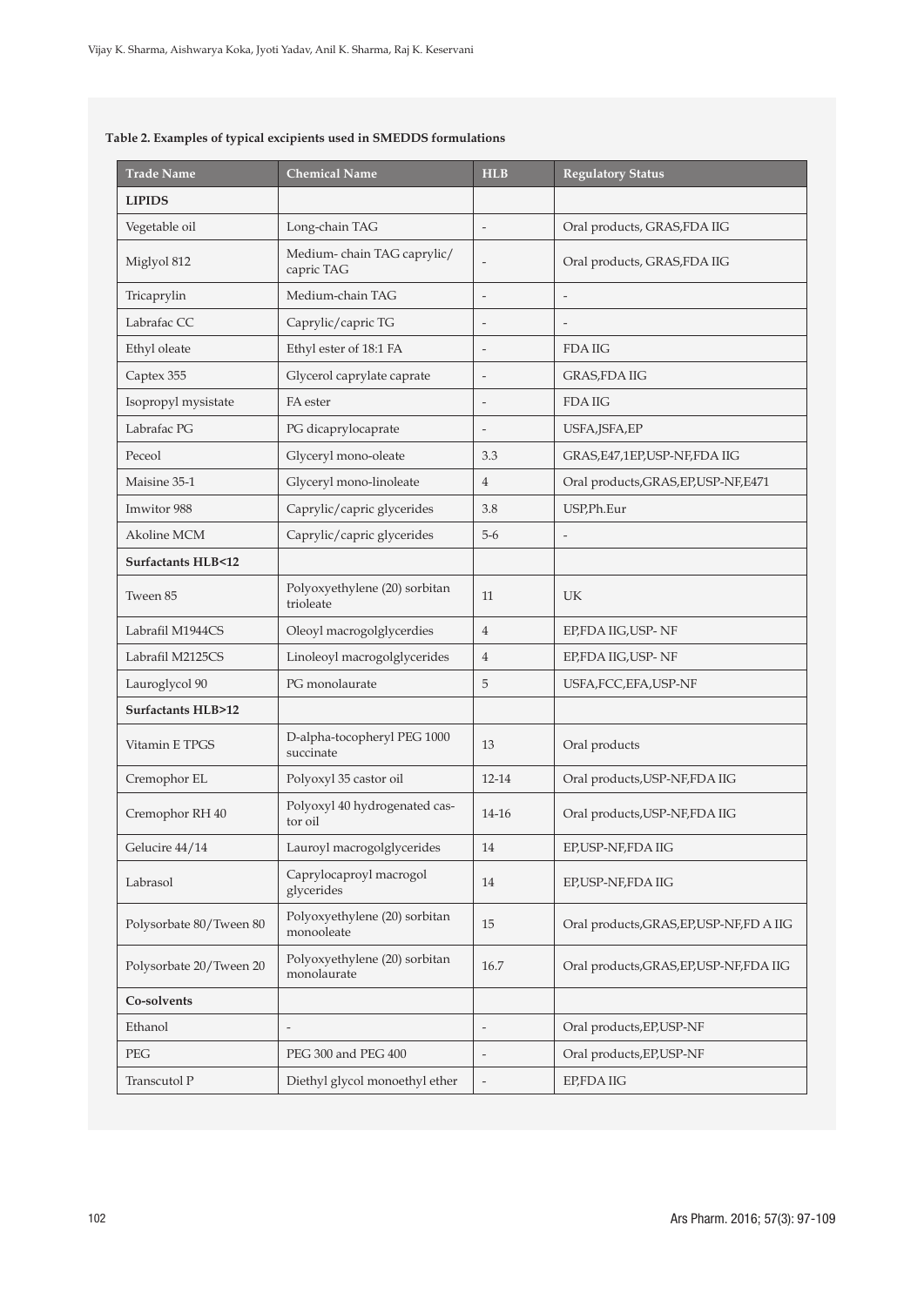**Table 2. Examples of typical excipients used in SMEDDS formulations**

| Trade Name | Chemical Name | HLB | Regulatory Status |
| --- | --- | --- | --- |
| **LIPIDS** | | | |
| Vegetable oil | Long-chain TAG | - | Oral products, GRAS,FDA IIG |
| Miglyol 812 | Medium- chain TAG caprylic/ capric TAG | - | Oral products, GRAS,FDA IIG |
| Tricaprylin | Medium-chain TAG | - | - |
| Labrafac CC | Caprylic/capric TG | - | - |
| Ethyl oleate | Ethyl ester of 18:1 FA | - | FDA IIG |
| Captex 355 | Glycerol caprylate caprate | - | GRAS,FDA IIG |
| Isopropyl mysistate | FA ester | - | FDA IIG |
| Labrafac PG | PG dicaprylocaprate | - | USFA,JSFA,EP |
| Peceol | Glyceryl mono-oleate | 3.3 | GRAS,E47,1EP,USP-NF,FDA IIG |
| Maisine 35-1 | Glyceryl mono-linoleate | 4 | Oral products,GRAS,EP,USP-NF,E471 |
| Imwitor 988 | Caprylic/capric glycerides | 3.8 | USP,Ph.Eur |
| Akoline MCM | Caprylic/capric glycerides | 5-6 | - |
| **Surfactants HLB<12** | | | |
| Tween 85 | Polyoxyethylene (20) sorbitan trioleate | 11 | UK |
| Labrafil M1944CS | Oleoyl macrogolglycerdies | 4 | EP,FDA IIG,USP- NF |
| Labrafil M2125CS | Linoleoyl macrogolglycerides | 4 | EP,FDA IIG,USP- NF |
| Lauroglycol 90 | PG monolaurate | 5 | USFA,FCC,EFA,USP-NF |
| **Surfactants HLB>12** | | | |
| Vitamin E TPGS | D-alpha-tocopheryl PEG 1000 succinate | 13 | Oral products |
| Cremophor EL | Polyoxyl 35 castor oil | 12-14 | Oral products,USP-NF,FDA IIG |
| Cremophor RH 40 | Polyoxyl 40 hydrogenated castor oil | 14-16 | Oral products,USP-NF,FDA IIG |
| Gelucire 44/14 | Lauroyl macrogolglycerides | 14 | EP,USP-NF,FDA IIG |
| Labrasol | Caprylocaproyl macrogol glycerides | 14 | EP,USP-NF,FDA IIG |
| Polysorbate 80/Tween 80 | Polyoxyethylene (20) sorbitan monooleate | 15 | Oral products,GRAS,EP,USP-NF,FD A IIG |
| Polysorbate 20/Tween 20 | Polyoxyethylene (20) sorbitan monolaurate | 16.7 | Oral products,GRAS,EP,USP-NF,FDA IIG |
| **Co-solvents** | | | |
| Ethanol | - | - | Oral products,EP,USP-NF |
| PEG | PEG 300 and PEG 400 | - | Oral products,EP,USP-NF |
| Transcutol P | Diethyl glycol monoethyl ether | - | EP,FDA IIG |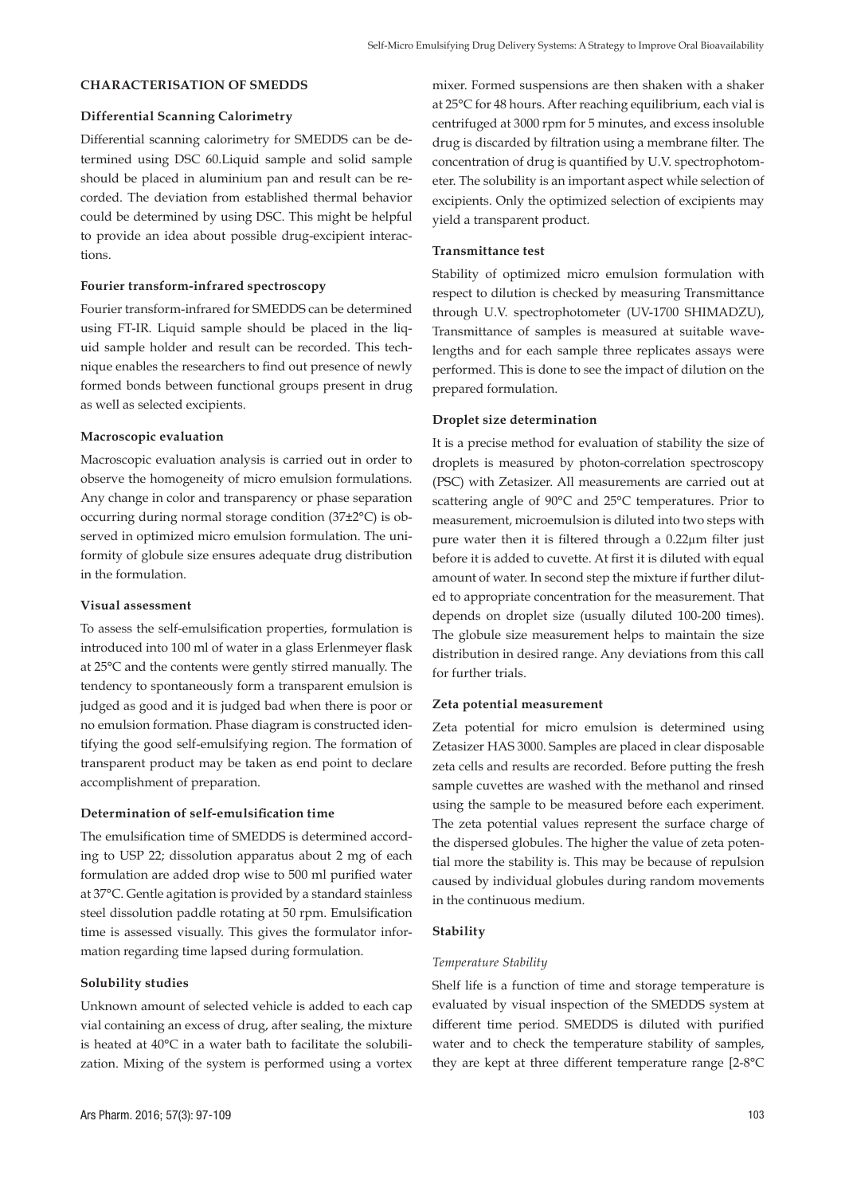## CHARACTERISATION OF SMEDDS

### Differential Scanning Calorimetry

Differential scanning calorimetry for SMEDDS can be determined using DSC 60.Liquid sample and solid sample should be placed in aluminium pan and result can be recorded. The deviation from established thermal behavior could be determined by using DSC. This might be helpful to provide an idea about possible drug-excipient interactions.

### Fourier transform-infrared spectroscopy

Fourier transform-infrared for SMEDDS can be determined using FT-IR. Liquid sample should be placed in the liquid sample holder and result can be recorded. This technique enables the researchers to find out presence of newly formed bonds between functional groups present in drug as well as selected excipients.

### Macroscopic evaluation

Macroscopic evaluation analysis is carried out in order to observe the homogeneity of micro emulsion formulations. Any change in color and transparency or phase separation occurring during normal storage condition (37±2°C) is observed in optimized micro emulsion formulation. The uniformity of globule size ensures adequate drug distribution in the formulation.

### Visual assessment

To assess the self-emulsification properties, formulation is introduced into 100 ml of water in a glass Erlenmeyer flask at 25°C and the contents were gently stirred manually. The tendency to spontaneously form a transparent emulsion is judged as good and it is judged bad when there is poor or no emulsion formation. Phase diagram is constructed identifying the good self-emulsifying region. The formation of transparent product may be taken as end point to declare accomplishment of preparation.

### Determination of self-emulsification time

The emulsification time of SMEDDS is determined according to USP 22; dissolution apparatus about 2 mg of each formulation are added drop wise to 500 ml purified water at 37°C. Gentle agitation is provided by a standard stainless steel dissolution paddle rotating at 50 rpm. Emulsification time is assessed visually. This gives the formulator information regarding time lapsed during formulation.

### Solubility studies

Unknown amount of selected vehicle is added to each cap vial containing an excess of drug, after sealing, the mixture is heated at 40°C in a water bath to facilitate the solubilization. Mixing of the system is performed using a vortex mixer. Formed suspensions are then shaken with a shaker at 25°C for 48 hours. After reaching equilibrium, each vial is centrifuged at 3000 rpm for 5 minutes, and excess insoluble drug is discarded by filtration using a membrane filter. The concentration of drug is quantified by U.V. spectrophotometer. The solubility is an important aspect while selection of excipients. Only the optimized selection of excipients may yield a transparent product.

### Transmittance test

Stability of optimized micro emulsion formulation with respect to dilution is checked by measuring Transmittance through U.V. spectrophotometer (UV-1700 SHIMADZU), Transmittance of samples is measured at suitable wavelengths and for each sample three replicates assays were performed. This is done to see the impact of dilution on the prepared formulation.

### Droplet size determination

It is a precise method for evaluation of stability the size of droplets is measured by photon-correlation spectroscopy (PSC) with Zetasizer. All measurements are carried out at scattering angle of 90°C and 25°C temperatures. Prior to measurement, microemulsion is diluted into two steps with pure water then it is filtered through a 0.22μm filter just before it is added to cuvette. At first it is diluted with equal amount of water. In second step the mixture if further diluted to appropriate concentration for the measurement. That depends on droplet size (usually diluted 100-200 times). The globule size measurement helps to maintain the size distribution in desired range. Any deviations from this call for further trials.

### Zeta potential measurement

Zeta potential for micro emulsion is determined using Zetasizer HAS 3000. Samples are placed in clear disposable zeta cells and results are recorded. Before putting the fresh sample cuvettes are washed with the methanol and rinsed using the sample to be measured before each experiment. The zeta potential values represent the surface charge of the dispersed globules. The higher the value of zeta potential more the stability is. This may be because of repulsion caused by individual globules during random movements in the continuous medium.

### Stability

#### *Temperature Stability*

Shelf life is a function of time and storage temperature is evaluated by visual inspection of the SMEDDS system at different time period. SMEDDS is diluted with purified water and to check the temperature stability of samples, they are kept at three different temperature range [2-8°C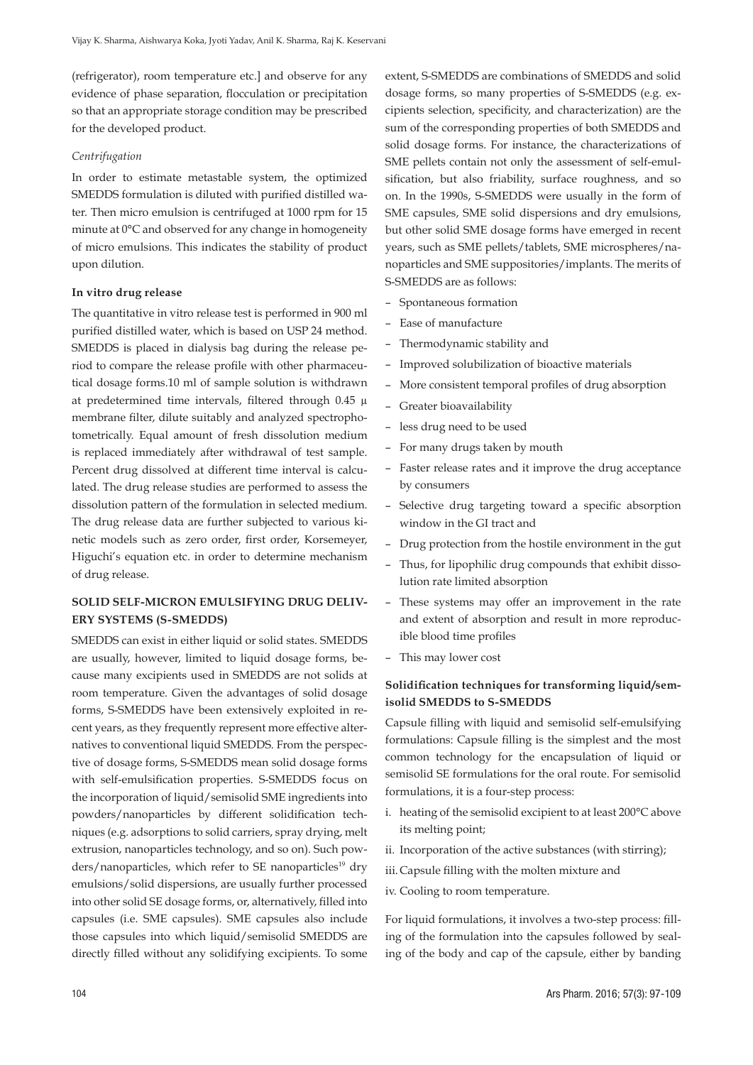(refrigerator), room temperature etc.] and observe for any evidence of phase separation, flocculation or precipitation so that an appropriate storage condition may be prescribed for the developed product.

*Centrifugation*

In order to estimate metastable system, the optimized SMEDDS formulation is diluted with purified distilled water. Then micro emulsion is centrifuged at 1000 rpm for 15 minute at 0°C and observed for any change in homogeneity of micro emulsions. This indicates the stability of product upon dilution.

**In vitro drug release**

The quantitative in vitro release test is performed in 900 ml purified distilled water, which is based on USP 24 method. SMEDDS is placed in dialysis bag during the release period to compare the release profile with other pharmaceutical dosage forms.10 ml of sample solution is withdrawn at predetermined time intervals, filtered through 0.45 µ membrane filter, dilute suitably and analyzed spectrophotometrically. Equal amount of fresh dissolution medium is replaced immediately after withdrawal of test sample. Percent drug dissolved at different time interval is calculated. The drug release studies are performed to assess the dissolution pattern of the formulation in selected medium. The drug release data are further subjected to various kinetic models such as zero order, first order, Korsemeyer, Higuchi's equation etc. in order to determine mechanism of drug release.

## SOLID SELF-MICRON EMULSIFYING DRUG DELIVERY SYSTEMS (S-SMEDDS)

SMEDDS can exist in either liquid or solid states. SMEDDS are usually, however, limited to liquid dosage forms, because many excipients used in SMEDDS are not solids at room temperature. Given the advantages of solid dosage forms, S-SMEDDS have been extensively exploited in recent years, as they frequently represent more effective alternatives to conventional liquid SMEDDS. From the perspective of dosage forms, S-SMEDDS mean solid dosage forms with self-emulsification properties. S-SMEDDS focus on the incorporation of liquid/semisolid SME ingredients into powders/nanoparticles by different solidification techniques (e.g. adsorptions to solid carriers, spray drying, melt extrusion, nanoparticles technology, and so on). Such powders/nanoparticles, which refer to SE nanoparticles[19] dry emulsions/solid dispersions, are usually further processed into other solid SE dosage forms, or, alternatively, filled into capsules (i.e. SME capsules). SME capsules also include those capsules into which liquid/semisolid SMEDDS are directly filled without any solidifying excipients. To some extent, S-SMEDDS are combinations of SMEDDS and solid dosage forms, so many properties of S-SMEDDS (e.g. excipients selection, specificity, and characterization) are the sum of the corresponding properties of both SMEDDS and solid dosage forms. For instance, the characterizations of SME pellets contain not only the assessment of self-emulsification, but also friability, surface roughness, and so on. In the 1990s, S-SMEDDS were usually in the form of SME capsules, SME solid dispersions and dry emulsions, but other solid SME dosage forms have emerged in recent years, such as SME pellets/tablets, SME microspheres/nanoparticles and SME suppositories/implants. The merits of S-SMEDDS are as follows:

- Spontaneous formation
- Ease of manufacture
- Thermodynamic stability and
- Improved solubilization of bioactive materials
- More consistent temporal profiles of drug absorption
- Greater bioavailability
- less drug need to be used
- For many drugs taken by mouth
- Faster release rates and it improve the drug acceptance by consumers
- Selective drug targeting toward a specific absorption window in the GI tract and
- Drug protection from the hostile environment in the gut
- Thus, for lipophilic drug compounds that exhibit dissolution rate limited absorption
- These systems may offer an improvement in the rate and extent of absorption and result in more reproducible blood time profiles
- This may lower cost

**Solidification techniques for transforming liquid/semisolid SMEDDS to S-SMEDDS**

Capsule filling with liquid and semisolid self-emulsifying formulations: Capsule filling is the simplest and the most common technology for the encapsulation of liquid or semisolid SE formulations for the oral route. For semisolid formulations, it is a four-step process:

i. heating of the semisolid excipient to at least 200°C above its melting point;
ii. Incorporation of the active substances (with stirring);
iii. Capsule filling with the molten mixture and
iv. Cooling to room temperature.

For liquid formulations, it involves a two-step process: filling of the formulation into the capsules followed by sealing of the body and cap of the capsule, either by banding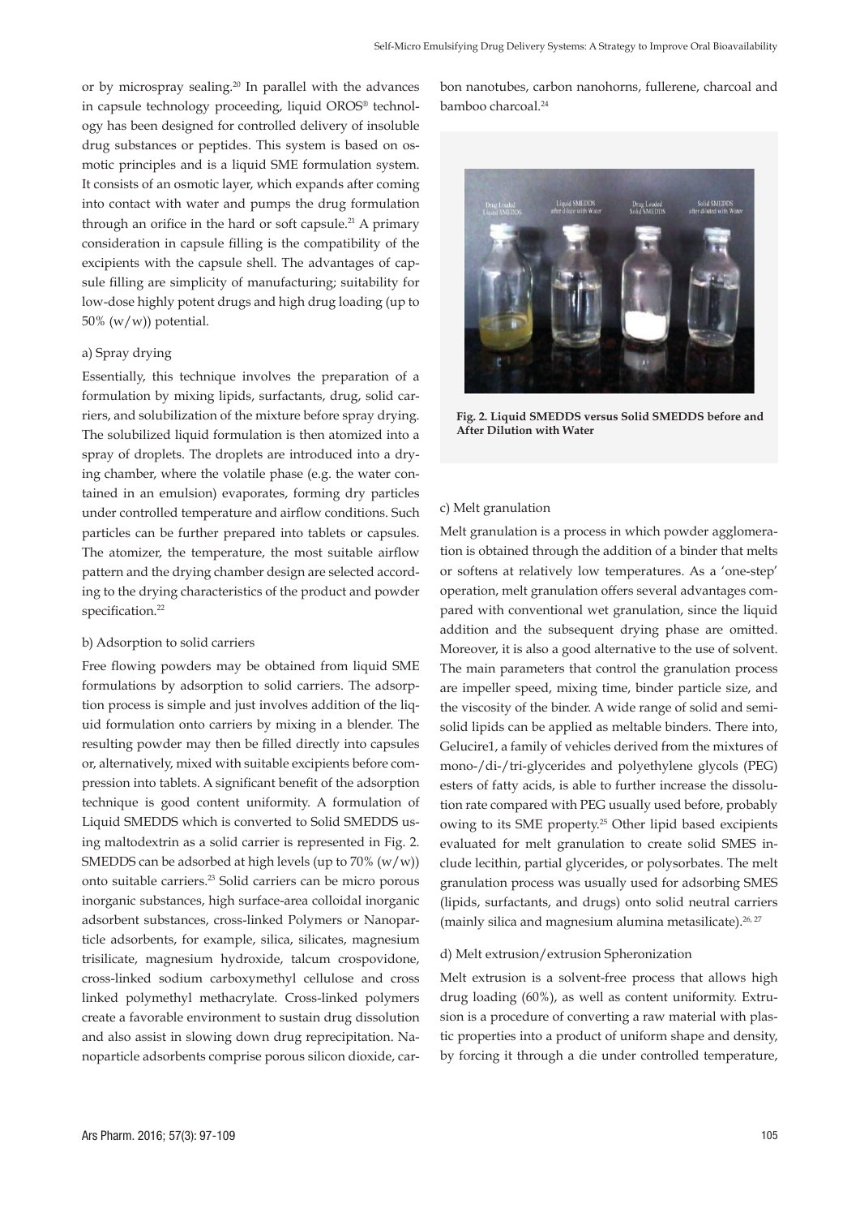or by microspray sealing.[20] In parallel with the advances in capsule technology proceeding, liquid OROS® technology has been designed for controlled delivery of insoluble drug substances or peptides. This system is based on osmotic principles and is a liquid SME formulation system. It consists of an osmotic layer, which expands after coming into contact with water and pumps the drug formulation through an orifice in the hard or soft capsule.[21] A primary consideration in capsule filling is the compatibility of the excipients with the capsule shell. The advantages of capsule filling are simplicity of manufacturing; suitability for low-dose highly potent drugs and high drug loading (up to 50% (w/w)) potential.

a) Spray drying

Essentially, this technique involves the preparation of a formulation by mixing lipids, surfactants, drug, solid carriers, and solubilization of the mixture before spray drying. The solubilized liquid formulation is then atomized into a spray of droplets. The droplets are introduced into a drying chamber, where the volatile phase (e.g. the water contained in an emulsion) evaporates, forming dry particles under controlled temperature and airflow conditions. Such particles can be further prepared into tablets or capsules. The atomizer, the temperature, the most suitable airflow pattern and the drying chamber design are selected according to the drying characteristics of the product and powder specification.[22]

b) Adsorption to solid carriers

Free flowing powders may be obtained from liquid SME formulations by adsorption to solid carriers. The adsorption process is simple and just involves addition of the liquid formulation onto carriers by mixing in a blender. The resulting powder may then be filled directly into capsules or, alternatively, mixed with suitable excipients before compression into tablets. A significant benefit of the adsorption technique is good content uniformity. A formulation of Liquid SMEDDS which is converted to Solid SMEDDS using maltodextrin as a solid carrier is represented in Fig. 2. SMEDDS can be adsorbed at high levels (up to 70% (w/w)) onto suitable carriers.[23] Solid carriers can be micro porous inorganic substances, high surface-area colloidal inorganic adsorbent substances, cross-linked Polymers or Nanoparticle adsorbents, for example, silica, silicates, magnesium trisilicate, magnesium hydroxide, talcum crospovidone, cross-linked sodium carboxymethyl cellulose and cross linked polymethyl methacrylate. Cross-linked polymers create a favorable environment to sustain drug dissolution and also assist in slowing down drug reprecipitation. Nanoparticle adsorbents comprise porous silicon dioxide, carbon nanotubes, carbon nanohorns, fullerene, charcoal and bamboo charcoal.[24]

**Fig. 2. Liquid SMEDDS versus Solid SMEDDS before and After Dilution with Water**

c) Melt granulation

Melt granulation is a process in which powder agglomeration is obtained through the addition of a binder that melts or softens at relatively low temperatures. As a 'one-step' operation, melt granulation offers several advantages compared with conventional wet granulation, since the liquid addition and the subsequent drying phase are omitted. Moreover, it is also a good alternative to the use of solvent. The main parameters that control the granulation process are impeller speed, mixing time, binder particle size, and the viscosity of the binder. A wide range of solid and semi-solid lipids can be applied as meltable binders. There into, Gelucire1, a family of vehicles derived from the mixtures of mono-/di-/tri-glycerides and polyethylene glycols (PEG) esters of fatty acids, is able to further increase the dissolution rate compared with PEG usually used before, probably owing to its SME property.[25] Other lipid based excipients evaluated for melt granulation to create solid SMES include lecithin, partial glycerides, or polysorbates. The melt granulation process was usually used for adsorbing SMES (lipids, surfactants, and drugs) onto solid neutral carriers (mainly silica and magnesium alumina metasilicate).[26, 27]

d) Melt extrusion/extrusion Spheronization

Melt extrusion is a solvent-free process that allows high drug loading (60%), as well as content uniformity. Extrusion is a procedure of converting a raw material with plastic properties into a product of uniform shape and density, by forcing it through a die under controlled temperature,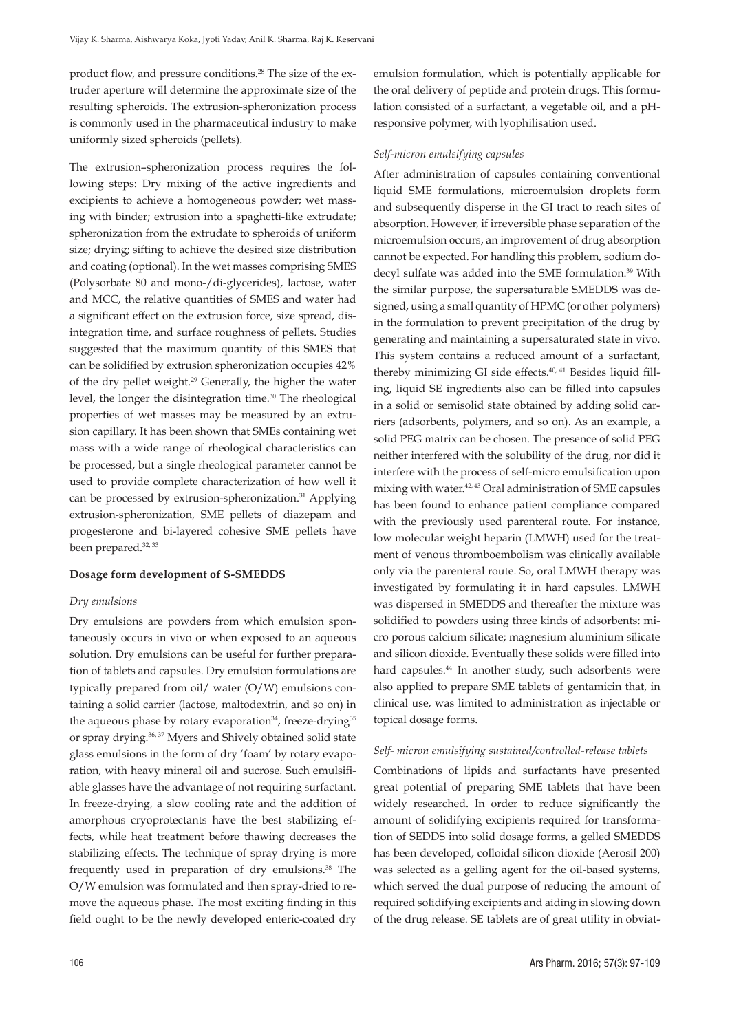product flow, and pressure conditions.[28] The size of the extruder aperture will determine the approximate size of the resulting spheroids. The extrusion-spheronization process is commonly used in the pharmaceutical industry to make uniformly sized spheroids (pellets).

The extrusion–spheronization process requires the following steps: Dry mixing of the active ingredients and excipients to achieve a homogeneous powder; wet massing with binder; extrusion into a spaghetti-like extrudate; spheronization from the extrudate to spheroids of uniform size; drying; sifting to achieve the desired size distribution and coating (optional). In the wet masses comprising SMES (Polysorbate 80 and mono-/di-glycerides), lactose, water and MCC, the relative quantities of SMES and water had a significant effect on the extrusion force, size spread, disintegration time, and surface roughness of pellets. Studies suggested that the maximum quantity of this SMES that can be solidified by extrusion spheronization occupies 42% of the dry pellet weight.[29] Generally, the higher the water level, the longer the disintegration time.[30] The rheological properties of wet masses may be measured by an extrusion capillary. It has been shown that SMEs containing wet mass with a wide range of rheological characteristics can be processed, but a single rheological parameter cannot be used to provide complete characterization of how well it can be processed by extrusion-spheronization.[31] Applying extrusion-spheronization, SME pellets of diazepam and progesterone and bi-layered cohesive SME pellets have been prepared.[32, 33]

**Dosage form development of S-SMEDDS**

*Dry emulsions*

Dry emulsions are powders from which emulsion spontaneously occurs in vivo or when exposed to an aqueous solution. Dry emulsions can be useful for further preparation of tablets and capsules. Dry emulsion formulations are typically prepared from oil/ water (O/W) emulsions containing a solid carrier (lactose, maltodextrin, and so on) in the aqueous phase by rotary evaporation[34], freeze-drying[35] or spray drying.[36, 37] Myers and Shively obtained solid state glass emulsions in the form of dry 'foam' by rotary evaporation, with heavy mineral oil and sucrose. Such emulsifiable glasses have the advantage of not requiring surfactant. In freeze-drying, a slow cooling rate and the addition of amorphous cryoprotectants have the best stabilizing effects, while heat treatment before thawing decreases the stabilizing effects. The technique of spray drying is more frequently used in preparation of dry emulsions.[38] The O/W emulsion was formulated and then spray-dried to remove the aqueous phase. The most exciting finding in this field ought to be the newly developed enteric-coated dry emulsion formulation, which is potentially applicable for the oral delivery of peptide and protein drugs. This formulation consisted of a surfactant, a vegetable oil, and a pH-responsive polymer, with lyophilisation used.

*Self-micron emulsifying capsules*

After administration of capsules containing conventional liquid SME formulations, microemulsion droplets form and subsequently disperse in the GI tract to reach sites of absorption. However, if irreversible phase separation of the microemulsion occurs, an improvement of drug absorption cannot be expected. For handling this problem, sodium dodecyl sulfate was added into the SME formulation.[39] With the similar purpose, the supersaturable SMEDDS was designed, using a small quantity of HPMC (or other polymers) in the formulation to prevent precipitation of the drug by generating and maintaining a supersaturated state in vivo. This system contains a reduced amount of a surfactant, thereby minimizing GI side effects.[40, 41] Besides liquid filling, liquid SE ingredients also can be filled into capsules in a solid or semisolid state obtained by adding solid carriers (adsorbents, polymers, and so on). As an example, a solid PEG matrix can be chosen. The presence of solid PEG neither interfered with the solubility of the drug, nor did it interfere with the process of self-micro emulsification upon mixing with water.[42, 43] Oral administration of SME capsules has been found to enhance patient compliance compared with the previously used parenteral route. For instance, low molecular weight heparin (LMWH) used for the treatment of venous thromboembolism was clinically available only via the parenteral route. So, oral LMWH therapy was investigated by formulating it in hard capsules. LMWH was dispersed in SMEDDS and thereafter the mixture was solidified to powders using three kinds of adsorbents: micro porous calcium silicate; magnesium aluminium silicate and silicon dioxide. Eventually these solids were filled into hard capsules.[44] In another study, such adsorbents were also applied to prepare SME tablets of gentamicin that, in clinical use, was limited to administration as injectable or topical dosage forms.

*Self- micron emulsifying sustained/controlled-release tablets*

Combinations of lipids and surfactants have presented great potential of preparing SME tablets that have been widely researched. In order to reduce significantly the amount of solidifying excipients required for transformation of SEDDS into solid dosage forms, a gelled SMEDDS has been developed, colloidal silicon dioxide (Aerosil 200) was selected as a gelling agent for the oil-based systems, which served the dual purpose of reducing the amount of required solidifying excipients and aiding in slowing down of the drug release. SE tablets are of great utility in obviat-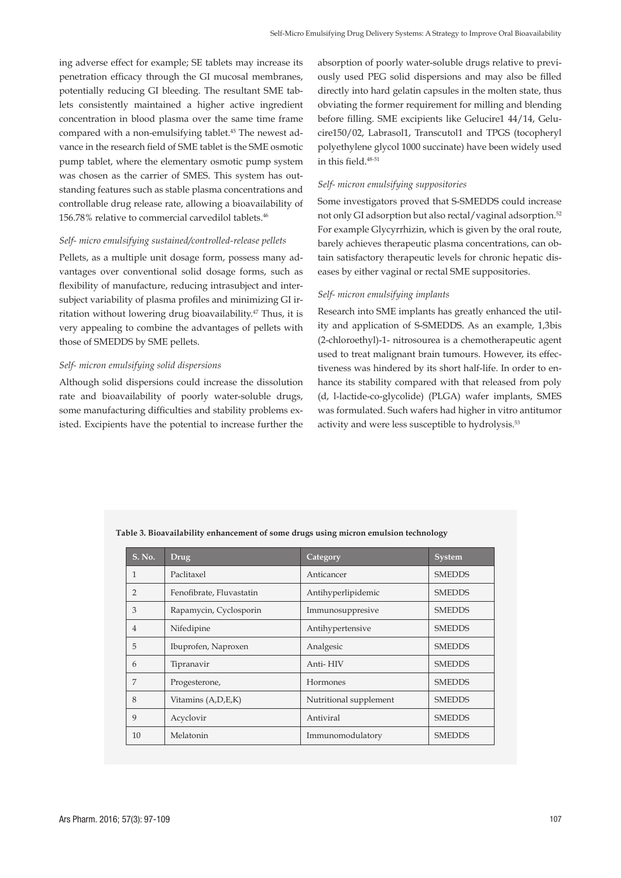ing adverse effect for example; SE tablets may increase its penetration efficacy through the GI mucosal membranes, potentially reducing GI bleeding. The resultant SME tablets consistently maintained a higher active ingredient concentration in blood plasma over the same time frame compared with a non-emulsifying tablet.[45] The newest advance in the research field of SME tablet is the SME osmotic pump tablet, where the elementary osmotic pump system was chosen as the carrier of SMES. This system has outstanding features such as stable plasma concentrations and controllable drug release rate, allowing a bioavailability of 156.78% relative to commercial carvedilol tablets.[46]

*Self- micro emulsifying sustained/controlled-release pellets*

Pellets, as a multiple unit dosage form, possess many advantages over conventional solid dosage forms, such as flexibility of manufacture, reducing intrasubject and intersubject variability of plasma profiles and minimizing GI irritation without lowering drug bioavailability.[47] Thus, it is very appealing to combine the advantages of pellets with those of SMEDDS by SME pellets.

*Self- micron emulsifying solid dispersions*

Although solid dispersions could increase the dissolution rate and bioavailability of poorly water-soluble drugs, some manufacturing difficulties and stability problems existed. Excipients have the potential to increase further the absorption of poorly water-soluble drugs relative to previously used PEG solid dispersions and may also be filled directly into hard gelatin capsules in the molten state, thus obviating the former requirement for milling and blending before filling. SME excipients like Gelucire1 44/14, Gelucire150/02, Labrasol1, Transcutol1 and TPGS (tocopheryl polyethylene glycol 1000 succinate) have been widely used in this field.[48-51]

*Self- micron emulsifying suppositories*

Some investigators proved that S-SMEDDS could increase not only GI adsorption but also rectal/vaginal adsorption.[52] For example Glycyrrhizin, which is given by the oral route, barely achieves therapeutic plasma concentrations, can obtain satisfactory therapeutic levels for chronic hepatic diseases by either vaginal or rectal SME suppositories.

*Self- micron emulsifying implants*

Research into SME implants has greatly enhanced the utility and application of S-SMEDDS. As an example, 1,3bis (2-chloroethyl)-1- nitrosourea is a chemotherapeutic agent used to treat malignant brain tumours. However, its effectiveness was hindered by its short half-life. In order to enhance its stability compared with that released from poly (d, l-lactide-co-glycolide) (PLGA) wafer implants, SMES was formulated. Such wafers had higher in vitro antitumor activity and were less susceptible to hydrolysis.[53]

**Table 3. Bioavailability enhancement of some drugs using micron emulsion technology**

| S. No. | Drug | Category | System |
|---|---|---|---|
| 1 | Paclitaxel | Anticancer | SMEDDS |
| 2 | Fenofibrate, Fluvastatin | Antihyperlipidemic | SMEDDS |
| 3 | Rapamycin, Cyclosporin | Immunosuppresive | SMEDDS |
| 4 | Nifedipine | Antihypertensive | SMEDDS |
| 5 | Ibuprofen, Naproxen | Analgesic | SMEDDS |
| 6 | Tipranavir | Anti- HIV | SMEDDS |
| 7 | Progesterone, | Hormones | SMEDDS |
| 8 | Vitamins (A,D,E,K) | Nutritional supplement | SMEDDS |
| 9 | Acyclovir | Antiviral | SMEDDS |
| 10 | Melatonin | Immunomodulatory | SMEDDS |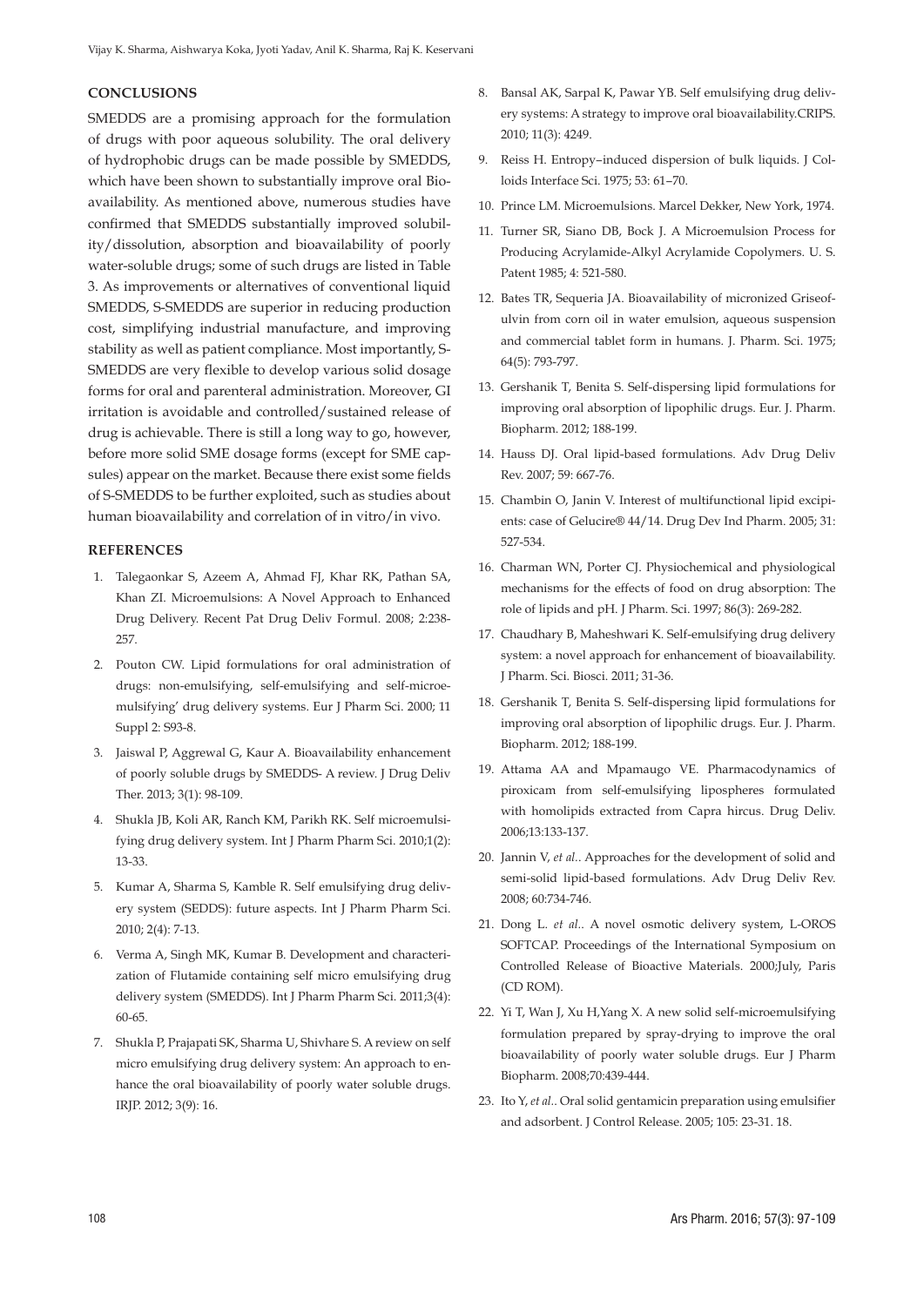## CONCLUSIONS

SMEDDS are a promising approach for the formulation of drugs with poor aqueous solubility. The oral delivery of hydrophobic drugs can be made possible by SMEDDS, which have been shown to substantially improve oral Bioavailability. As mentioned above, numerous studies have confirmed that SMEDDS substantially improved solubility/dissolution, absorption and bioavailability of poorly water-soluble drugs; some of such drugs are listed in Table 3. As improvements or alternatives of conventional liquid SMEDDS, S-SMEDDS are superior in reducing production cost, simplifying industrial manufacture, and improving stability as well as patient compliance. Most importantly, S-SMEDDS are very flexible to develop various solid dosage forms for oral and parenteral administration. Moreover, GI irritation is avoidable and controlled/sustained release of drug is achievable. There is still a long way to go, however, before more solid SME dosage forms (except for SME capsules) appear on the market. Because there exist some fields of S-SMEDDS to be further exploited, such as studies about human bioavailability and correlation of in vitro/in vivo.

## REFERENCES

1. Talegaonkar S, Azeem A, Ahmad FJ, Khar RK, Pathan SA, Khan ZI. Microemulsions: A Novel Approach to Enhanced Drug Delivery. Recent Pat Drug Deliv Formul. 2008; 2:238-257.
2. Pouton CW. Lipid formulations for oral administration of drugs: non-emulsifying, self-emulsifying and self-microemulsifying' drug delivery systems. Eur J Pharm Sci. 2000; 11 Suppl 2: S93-8.
3. Jaiswal P, Aggrewal G, Kaur A. Bioavailability enhancement of poorly soluble drugs by SMEDDS- A review. J Drug Deliv Ther. 2013; 3(1): 98-109.
4. Shukla JB, Koli AR, Ranch KM, Parikh RK. Self microemulsifying drug delivery system. Int J Pharm Pharm Sci. 2010;1(2): 13-33.
5. Kumar A, Sharma S, Kamble R. Self emulsifying drug delivery system (SEDDS): future aspects. Int J Pharm Pharm Sci. 2010; 2(4): 7-13.
6. Verma A, Singh MK, Kumar B. Development and characterization of Flutamide containing self micro emulsifying drug delivery system (SMEDDS). Int J Pharm Pharm Sci. 2011;3(4): 60-65.
7. Shukla P, Prajapati SK, Sharma U, Shivhare S. A review on self micro emulsifying drug delivery system: An approach to enhance the oral bioavailability of poorly water soluble drugs. IRJP. 2012; 3(9): 16.
8. Bansal AK, Sarpal K, Pawar YB. Self emulsifying drug delivery systems: A strategy to improve oral bioavailability.CRIPS. 2010; 11(3): 4249.
9. Reiss H. Entropy–induced dispersion of bulk liquids. J Colloids Interface Sci. 1975; 53: 61–70.
10. Prince LM. Microemulsions. Marcel Dekker, New York, 1974.
11. Turner SR, Siano DB, Bock J. A Microemulsion Process for Producing Acrylamide-Alkyl Acrylamide Copolymers. U. S. Patent 1985; 4: 521-580.
12. Bates TR, Sequeria JA. Bioavailability of micronized Griseofulvin from corn oil in water emulsion, aqueous suspension and commercial tablet form in humans. J. Pharm. Sci. 1975; 64(5): 793-797.
13. Gershanik T, Benita S. Self-dispersing lipid formulations for improving oral absorption of lipophilic drugs. Eur. J. Pharm. Biopharm. 2012; 188-199.
14. Hauss DJ. Oral lipid-based formulations. Adv Drug Deliv Rev. 2007; 59: 667-76.
15. Chambin O, Janin V. Interest of multifunctional lipid excipients: case of Gelucire® 44/14. Drug Dev Ind Pharm. 2005; 31: 527-534.
16. Charman WN, Porter CJ. Physiochemical and physiological mechanisms for the effects of food on drug absorption: The role of lipids and pH. J Pharm. Sci. 1997; 86(3): 269-282.
17. Chaudhary B, Maheshwari K. Self-emulsifying drug delivery system: a novel approach for enhancement of bioavailability. J Pharm. Sci. Biosci. 2011; 31-36.
18. Gershanik T, Benita S. Self-dispersing lipid formulations for improving oral absorption of lipophilic drugs. Eur. J. Pharm. Biopharm. 2012; 188-199.
19. Attama AA and Mpamaugo VE. Pharmacodynamics of piroxicam from self-emulsifying lipospheres formulated with homolipids extracted from Capra hircus. Drug Deliv. 2006;13:133-137.
20. Jannin V, *et al.*. Approaches for the development of solid and semi-solid lipid-based formulations. Adv Drug Deliv Rev. 2008; 60:734-746.
21. Dong L. *et al.*. A novel osmotic delivery system, L-OROS SOFTCAP. Proceedings of the International Symposium on Controlled Release of Bioactive Materials. 2000;July, Paris (CD ROM).
22. Yi T, Wan J, Xu H,Yang X. A new solid self-microemulsifying formulation prepared by spray-drying to improve the oral bioavailability of poorly water soluble drugs. Eur J Pharm Biopharm. 2008;70:439-444.
23. Ito Y, *et al.*. Oral solid gentamicin preparation using emulsifier and adsorbent. J Control Release. 2005; 105: 23-31. 18.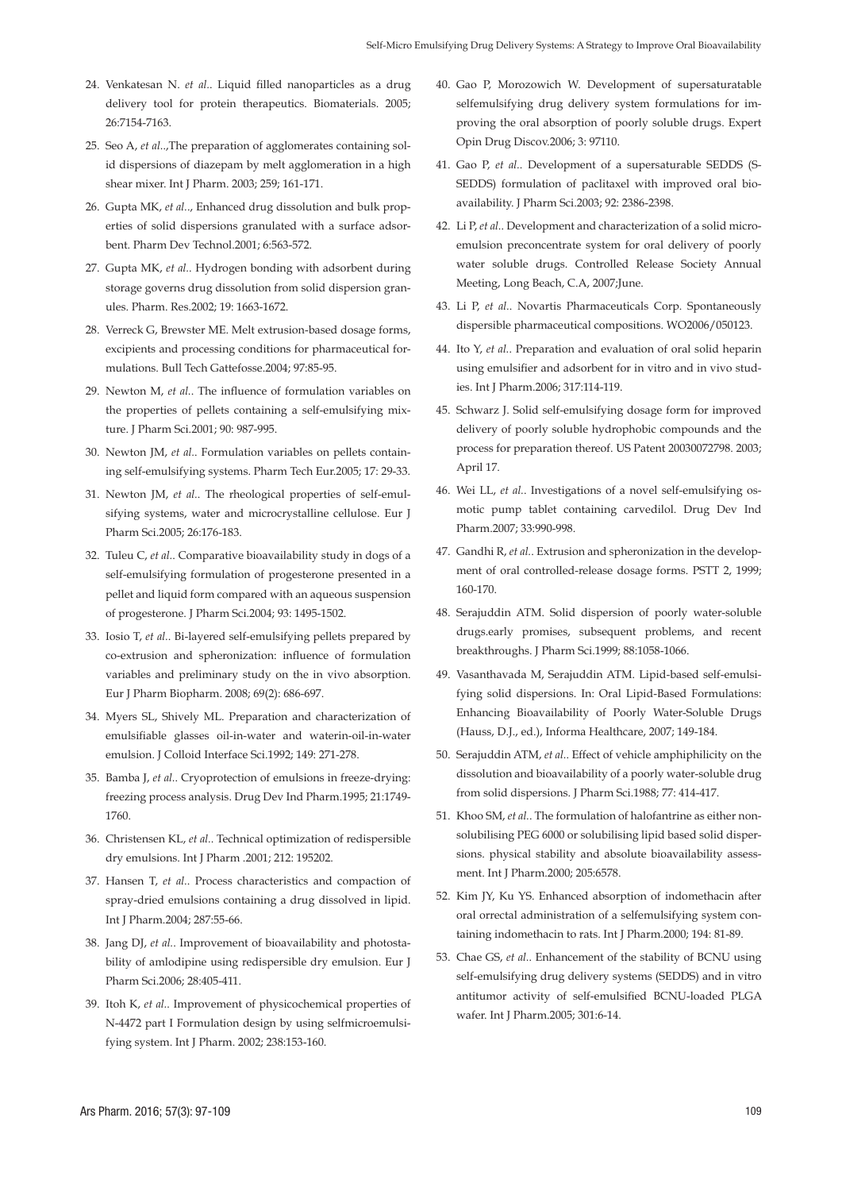24. Venkatesan N. *et al.*. Liquid filled nanoparticles as a drug delivery tool for protein therapeutics. Biomaterials. 2005; 26:7154-7163.

25. Seo A, *et al.*.,The preparation of agglomerates containing solid dispersions of diazepam by melt agglomeration in a high shear mixer. Int J Pharm. 2003; 259; 161-171.

26. Gupta MK, *et al.*., Enhanced drug dissolution and bulk properties of solid dispersions granulated with a surface adsorbent. Pharm Dev Technol.2001; 6:563-572.

27. Gupta MK, *et al.*. Hydrogen bonding with adsorbent during storage governs drug dissolution from solid dispersion granules. Pharm. Res.2002; 19: 1663-1672.

28. Verreck G, Brewster ME. Melt extrusion-based dosage forms, excipients and processing conditions for pharmaceutical formulations. Bull Tech Gattefosse.2004; 97:85-95.

29. Newton M, *et al.*. The influence of formulation variables on the properties of pellets containing a self-emulsifying mixture. J Pharm Sci.2001; 90: 987-995.

30. Newton JM, *et al.*. Formulation variables on pellets containing self-emulsifying systems. Pharm Tech Eur.2005; 17: 29-33.

31. Newton JM, *et al.*. The rheological properties of self-emulsifying systems, water and microcrystalline cellulose. Eur J Pharm Sci.2005; 26:176-183.

32. Tuleu C, *et al.*. Comparative bioavailability study in dogs of a self-emulsifying formulation of progesterone presented in a pellet and liquid form compared with an aqueous suspension of progesterone. J Pharm Sci.2004; 93: 1495-1502.

33. Iosio T, *et al.*. Bi-layered self-emulsifying pellets prepared by co-extrusion and spheronization: influence of formulation variables and preliminary study on the in vivo absorption. Eur J Pharm Biopharm. 2008; 69(2): 686-697.

34. Myers SL, Shively ML. Preparation and characterization of emulsifiable glasses oil-in-water and waterin-oil-in-water emulsion. J Colloid Interface Sci.1992; 149: 271-278.

35. Bamba J, *et al.*. Cryoprotection of emulsions in freeze-drying: freezing process analysis. Drug Dev Ind Pharm.1995; 21:1749-1760.

36. Christensen KL, *et al.*. Technical optimization of redispersible dry emulsions. Int J Pharm .2001; 212: 195202.

37. Hansen T, *et al.*. Process characteristics and compaction of spray-dried emulsions containing a drug dissolved in lipid. Int J Pharm.2004; 287:55-66.

38. Jang DJ, *et al.*. Improvement of bioavailability and photostability of amlodipine using redispersible dry emulsion. Eur J Pharm Sci.2006; 28:405-411.

39. Itoh K, *et al.*. Improvement of physicochemical properties of N-4472 part I Formulation design by using selfmicroemulsifying system. Int J Pharm. 2002; 238:153-160.

40. Gao P, Morozowich W. Development of supersaturatable selfemulsifying drug delivery system formulations for improving the oral absorption of poorly soluble drugs. Expert Opin Drug Discov.2006; 3: 97110.

41. Gao P, *et al.*. Development of a supersaturable SEDDS (S-SEDDS) formulation of paclitaxel with improved oral bioavailability. J Pharm Sci.2003; 92: 2386-2398.

42. Li P, *et al.*. Development and characterization of a solid microemulsion preconcentrate system for oral delivery of poorly water soluble drugs. Controlled Release Society Annual Meeting, Long Beach, C.A, 2007;June.

43. Li P, *et al.*. Novartis Pharmaceuticals Corp. Spontaneously dispersible pharmaceutical compositions. WO2006/050123.

44. Ito Y, *et al.*. Preparation and evaluation of oral solid heparin using emulsifier and adsorbent for in vitro and in vivo studies. Int J Pharm.2006; 317:114-119.

45. Schwarz J. Solid self-emulsifying dosage form for improved delivery of poorly soluble hydrophobic compounds and the process for preparation thereof. US Patent 20030072798. 2003; April 17.

46. Wei LL, *et al.*. Investigations of a novel self-emulsifying osmotic pump tablet containing carvedilol. Drug Dev Ind Pharm.2007; 33:990-998.

47. Gandhi R, *et al.*. Extrusion and spheronization in the development of oral controlled-release dosage forms. PSTT 2, 1999; 160-170.

48. Serajuddin ATM. Solid dispersion of poorly water-soluble drugs.early promises, subsequent problems, and recent breakthroughs. J Pharm Sci.1999; 88:1058-1066.

49. Vasanthavada M, Serajuddin ATM. Lipid-based self-emulsifying solid dispersions. In: Oral Lipid-Based Formulations: Enhancing Bioavailability of Poorly Water-Soluble Drugs (Hauss, D.J., ed.), Informa Healthcare, 2007; 149-184.

50. Serajuddin ATM, *et al.*. Effect of vehicle amphiphilicity on the dissolution and bioavailability of a poorly water-soluble drug from solid dispersions. J Pharm Sci.1988; 77: 414-417.

51. Khoo SM, *et al.*. The formulation of halofantrine as either nonsolubilising PEG 6000 or solubilising lipid based solid dispersions. physical stability and absolute bioavailability assessment. Int J Pharm.2000; 205:6578.

52. Kim JY, Ku YS. Enhanced absorption of indomethacin after oral orrectal administration of a selfemulsifying system containing indomethacin to rats. Int J Pharm.2000; 194: 81-89.

53. Chae GS, *et al.*. Enhancement of the stability of BCNU using self-emulsifying drug delivery systems (SEDDS) and in vitro antitumor activity of self-emulsified BCNU-loaded PLGA wafer. Int J Pharm.2005; 301:6-14.